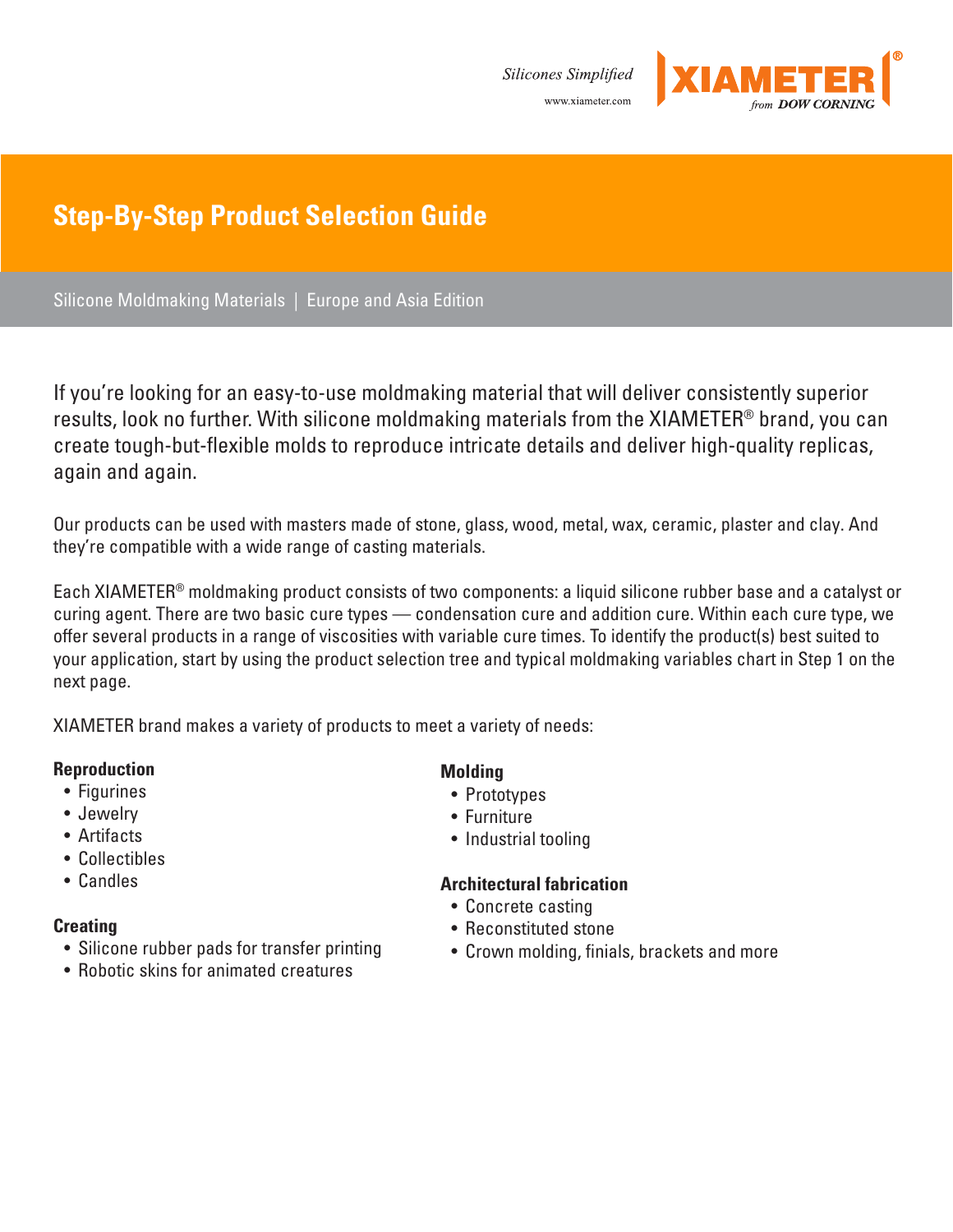Silicones Simplified

www.xiameter.com

XIAMETER® from DOW CORNING

# Step-By-Step Product Selection Guide

Silicone Moldmaking Materials | Europe and Asia Edition

If you're looking for an easy-to-use moldmaking material that will deliver consistently superior results, look no further. With silicone moldmaking materials from the XIAMETER® brand, you can create tough-but-flexible molds to reproduce intricate details and deliver high-quality replicas, again and again.

Our products can be used with masters made of stone, glass, wood, metal, wax, ceramic, plaster and clay. And they're compatible with a wide range of casting materials.

Each XIAMETER® moldmaking product consists of two components: a liquid silicone rubber base and a catalyst or curing agent. There are two basic cure types — condensation cure and addition cure. Within each cure type, we offer several products in a range of viscosities with variable cure times. To identify the product(s) best suited to your application, start by using the product selection tree and typical moldmaking variables chart in Step 1 on the next page.

XIAMETER brand makes a variety of products to meet a variety of needs:

**Reproduction**
- Figurines
- Jewelry
- Artifacts
- Collectibles
- Candles

**Creating**
- Silicone rubber pads for transfer printing
- Robotic skins for animated creatures

**Molding**
- Prototypes
- Furniture
- Industrial tooling

**Architectural fabrication**
- Concrete casting
- Reconstituted stone
- Crown molding, finials, brackets and more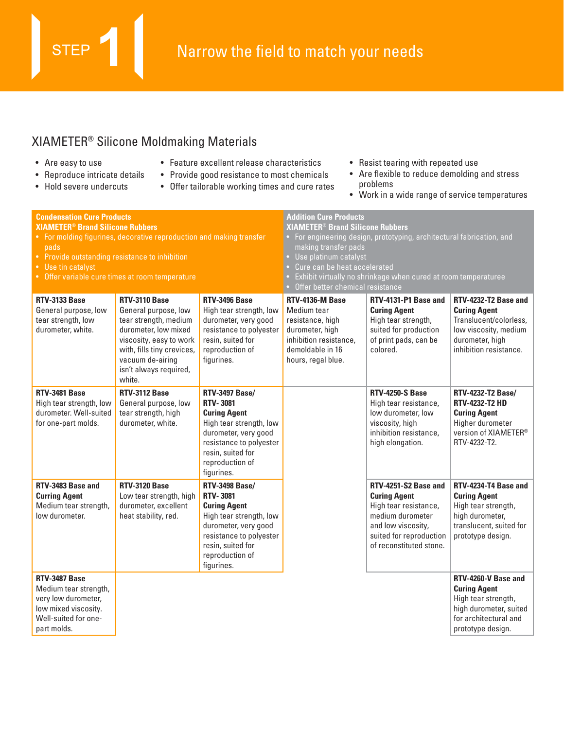# STEP 1 Narrow the field to match your needs

## XIAMETER® Silicone Moldmaking Materials

- Are easy to use
- Reproduce intricate details
- Hold severe undercuts
- Feature excellent release characteristics
- Provide good resistance to most chemicals
- Offer tailorable working times and cure rates
- Resist tearing with repeated use
- Are flexible to reduce demolding and stress problems
- Work in a wide range of service temperatures

**Condensation Cure Products**
**XIAMETER® Brand Silicone Rubbers**

- For molding figurines, decorative reproduction and making transfer pads
- Provide outstanding resistance to inhibition
- Use tin catalyst
- Offer variable cure times at room temperature

| | | |
|---|---|---|
| **RTV-3133 Base** General purpose, low tear strength, low durometer, white. | **RTV-3110 Base** General purpose, low tear strength, medium durometer, low mixed viscosity, easy to work with, fills tiny crevices, vacuum de-airing isn't always required, white. | **RTV-3496 Base** High tear strength, low durometer, very good resistance to polyester resin, suited for reproduction of figurines. |
| **RTV-3481 Base** High tear strength, low durometer. Well-suited for one-part molds. | **RTV-3112 Base** General purpose, low tear strength, high durometer, white. | **RTV-3497 Base/ RTV- 3081 Curing Agent** High tear strength, low durometer, very good resistance to polyester resin, suited for reproduction of figurines. |
| **RTV-3483 Base and Curring Agent** Medium tear strength, low durometer. | **RTV-3120 Base** Low tear strength, high durometer, excellent heat stability, red. | **RTV-3498 Base/ RTV- 3081 Curing Agent** High tear strength, low durometer, very good resistance to polyester resin, suited for reproduction of figurines. |
| **RTV-3487 Base** Medium tear strength, very low durometer, low mixed viscosity. Well-suited for one-part molds. | | |

**Addition Cure Products**
**XIAMETER® Brand Silicone Rubbers**

- For engineering design, prototyping, architectural fabrication, and making transfer pads
- Use platinum catalyst
- Cure can be heat accelerated
- Exhibit virtually no shrinkage when cured at room temperaturee
- Offer better chemical resistance

| | | |
|---|---|---|
| **RTV-4136-M Base** Medium tear resistance, high durometer, high inhibition resistance, demoldable in 16 hours, regal blue. | **RTV-4131-P1 Base and Curing Agent** High tear strength, suited for production of print pads, can be colored. | **RTV-4232-T2 Base and Curing Agent** Translucent/colorless, low viscosity, medium durometer, high inhibition resistance. |
| | **RTV-4250-S Base** High tear resistance, low durometer, low viscosity, high inhibition resistance, high elongation. | **RTV-4232-T2 Base/ RTV-4232-T2 HD Curing Agent** Higher durometer version of XIAMETER® RTV-4232-T2. |
| | **RTV-4251-S2 Base and Curing Agent** High tear resistance, medium durometer and low viscosity, suited for reproduction of reconstituted stone. | **RTV-4234-T4 Base and Curing Agent** High tear strength, high durometer, translucent, suited for prototype design. |
| | | **RTV-4260-V Base and Curing Agent** High tear strength, high durometer, suited for architectural and prototype design. |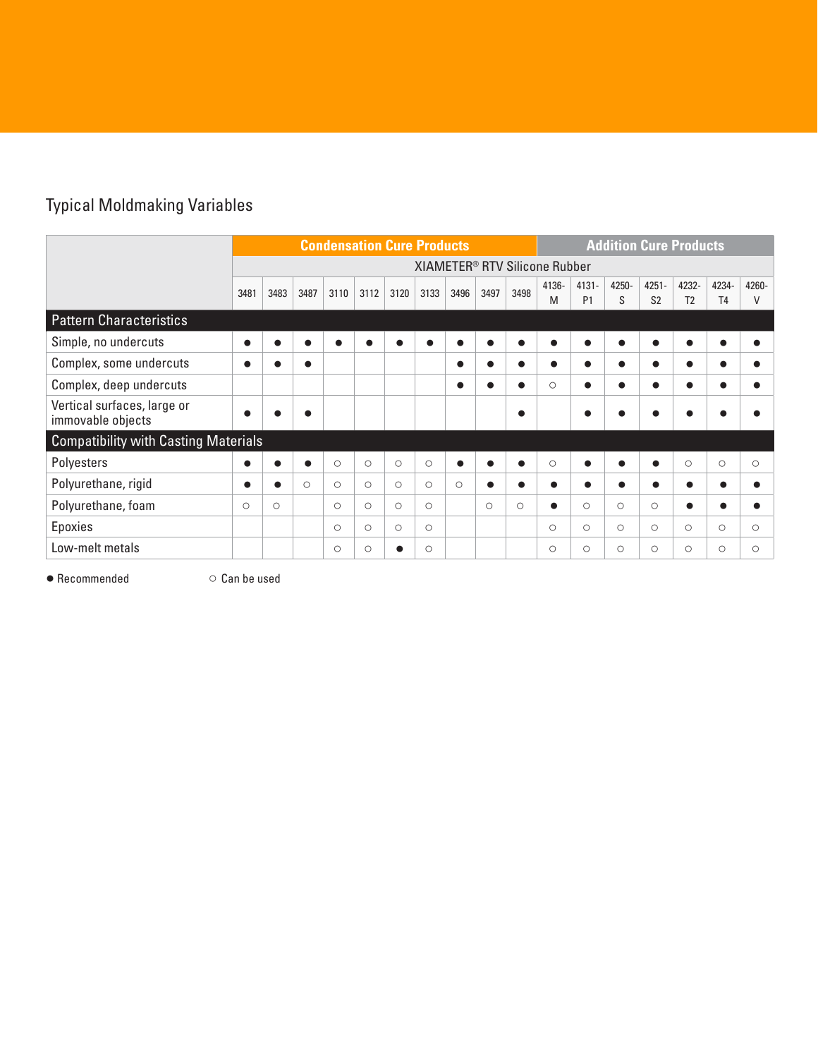## Typical Moldmaking Variables

| | Condensation Cure Products | | | | | | | | | | Addition Cure Products | | | | | | |
|---|---|---|---|---|---|---|---|---|---|---|---|---|---|---|---|---|---|
| | XIAMETER® RTV Silicone Rubber | | | | | | | | | | | | | | | | |
| | 3481 | 3483 | 3487 | 3110 | 3112 | 3120 | 3133 | 3496 | 3497 | 3498 | 4136-M | 4131-P1 | 4250-S | 4251-S2 | 4232-T2 | 4234-T4 | 4260-V |
| **Pattern Characteristics** | | | | | | | | | | | | | | | | | |
| Simple, no undercuts | ● | ● | ● | ● | ● | ● | ● | ● | ● | ● | ● | ● | ● | ● | ● | ● | ● |
| Complex, some undercuts | ● | ● | ● | | | | | ● | ● | ● | ● | ● | ● | ● | ● | ● | ● |
| Complex, deep undercuts | | | | | | | | ● | ● | ● | ○ | ● | ● | ● | ● | ● | ● |
| Vertical surfaces, large or immovable objects | ● | ● | ● | | | | | | | ● | | ● | ● | ● | ● | ● | ● |
| **Compatibility with Casting Materials** | | | | | | | | | | | | | | | | | |
| Polyesters | ● | ● | ● | ○ | ○ | ○ | ○ | ● | ● | ● | ○ | ● | ● | ● | ○ | ○ | ○ |
| Polyurethane, rigid | ● | ● | ○ | ○ | ○ | ○ | ○ | ○ | ● | ● | ● | ● | ● | ● | ● | ● | ● |
| Polyurethane, foam | ○ | ○ | | ○ | ○ | ○ | ○ | | ○ | ○ | ● | ○ | ○ | ○ | ● | ● | ● |
| Epoxies | | | | ○ | ○ | ○ | ○ | | | | ○ | ○ | ○ | ○ | ○ | ○ | ○ |
| Low-melt metals | | | | ○ | ○ | ● | ○ | | | | ○ | ○ | ○ | ○ | ○ | ○ | ○ |

● Recommended ○ Can be used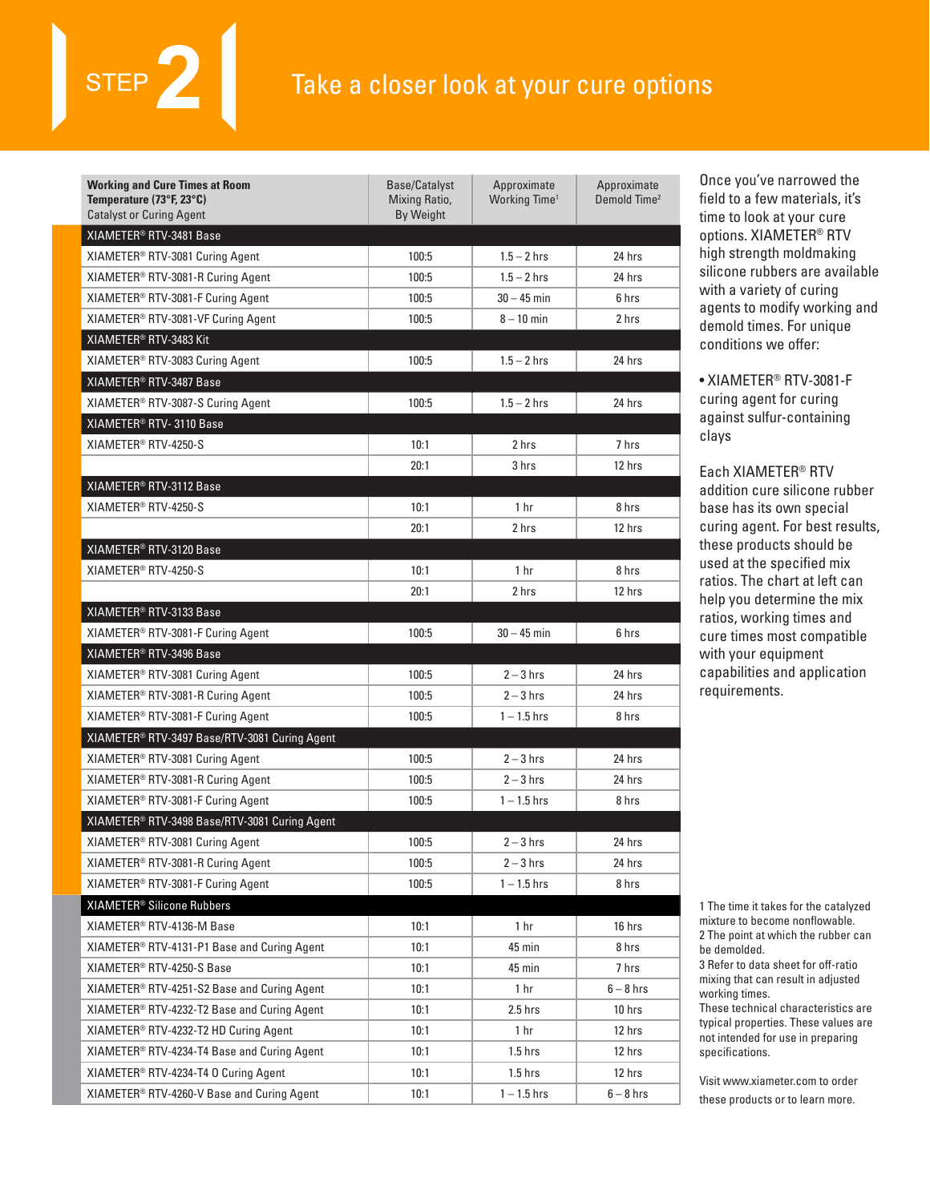# STEP 2 Take a closer look at your cure options

| **Working and Cure Times at Room Temperature (73°F, 23°C)** Catalyst or Curing Agent | Base/Catalyst Mixing Ratio, By Weight | Approximate Working Time[1] | Approximate Demold Time[2] |
|---|---|---|---|
| **XIAMETER® RTV-3481 Base** | | | |
| XIAMETER® RTV-3081 Curing Agent | 100:5 | 1.5 – 2 hrs | 24 hrs |
| XIAMETER® RTV-3081-R Curing Agent | 100:5 | 1.5 – 2 hrs | 24 hrs |
| XIAMETER® RTV-3081-F Curing Agent | 100:5 | 30 – 45 min | 6 hrs |
| XIAMETER® RTV-3081-VF Curing Agent | 100:5 | 8 – 10 min | 2 hrs |
| **XIAMETER® RTV-3483 Kit** | | | |
| XIAMETER® RTV-3083 Curing Agent | 100:5 | 1.5 – 2 hrs | 24 hrs |
| **XIAMETER® RTV-3487 Base** | | | |
| XIAMETER® RTV-3087-S Curing Agent | 100:5 | 1.5 – 2 hrs | 24 hrs |
| **XIAMETER® RTV- 3110 Base** | | | |
| XIAMETER® RTV-4250-S | 10:1 | 2 hrs | 7 hrs |
| | 20:1 | 3 hrs | 12 hrs |
| **XIAMETER® RTV-3112 Base** | | | |
| XIAMETER® RTV-4250-S | 10:1 | 1 hr | 8 hrs |
| | 20:1 | 2 hrs | 12 hrs |
| **XIAMETER® RTV-3120 Base** | | | |
| XIAMETER® RTV-4250-S | 10:1 | 1 hr | 8 hrs |
| | 20:1 | 2 hrs | 12 hrs |
| **XIAMETER® RTV-3133 Base** | | | |
| XIAMETER® RTV-3081-F Curing Agent | 100:5 | 30 – 45 min | 6 hrs |
| **XIAMETER® RTV-3496 Base** | | | |
| XIAMETER® RTV-3081 Curing Agent | 100:5 | 2 – 3 hrs | 24 hrs |
| XIAMETER® RTV-3081-R Curing Agent | 100:5 | 2 – 3 hrs | 24 hrs |
| XIAMETER® RTV-3081-F Curing Agent | 100:5 | 1 – 1.5 hrs | 8 hrs |
| **XIAMETER® RTV-3497 Base/RTV-3081 Curing Agent** | | | |
| XIAMETER® RTV-3081 Curing Agent | 100:5 | 2 – 3 hrs | 24 hrs |
| XIAMETER® RTV-3081-R Curing Agent | 100:5 | 2 – 3 hrs | 24 hrs |
| XIAMETER® RTV-3081-F Curing Agent | 100:5 | 1 – 1.5 hrs | 8 hrs |
| **XIAMETER® RTV-3498 Base/RTV-3081 Curing Agent** | | | |
| XIAMETER® RTV-3081 Curing Agent | 100:5 | 2 – 3 hrs | 24 hrs |
| XIAMETER® RTV-3081-R Curing Agent | 100:5 | 2 – 3 hrs | 24 hrs |
| XIAMETER® RTV-3081-F Curing Agent | 100:5 | 1 – 1.5 hrs | 8 hrs |
| **XIAMETER® Silicone Rubbers** | | | |
| XIAMETER® RTV-4136-M Base | 10:1 | 1 hr | 16 hrs |
| XIAMETER® RTV-4131-P1 Base and Curing Agent | 10:1 | 45 min | 8 hrs |
| XIAMETER® RTV-4250-S Base | 10:1 | 45 min | 7 hrs |
| XIAMETER® RTV-4251-S2 Base and Curing Agent | 10:1 | 1 hr | 6 – 8 hrs |
| XIAMETER® RTV-4232-T2 Base and Curing Agent | 10:1 | 2.5 hrs | 10 hrs |
| XIAMETER® RTV-4232-T2 HD Curing Agent | 10:1 | 1 hr | 12 hrs |
| XIAMETER® RTV-4234-T4 Base and Curing Agent | 10:1 | 1.5 hrs | 12 hrs |
| XIAMETER® RTV-4234-T4 O Curing Agent | 10:1 | 1.5 hrs | 12 hrs |
| XIAMETER® RTV-4260-V Base and Curing Agent | 10:1 | 1 – 1.5 hrs | 6 – 8 hrs |

Once you've narrowed the field to a few materials, it's time to look at your cure options. XIAMETER® RTV high strength moldmaking silicone rubbers are available with a variety of curing agents to modify working and demold times. For unique conditions we offer:

- XIAMETER® RTV-3081-F curing agent for curing against sulfur-containing clays

Each XIAMETER® RTV addition cure silicone rubber base has its own special curing agent. For best results, these products should be used at the specified mix ratios. The chart at left can help you determine the mix ratios, working times and cure times most compatible with your equipment capabilities and application requirements.

1 The time it takes for the catalyzed mixture to become nonflowable.
2 The point at which the rubber can be demolded.
3 Refer to data sheet for off-ratio mixing that can result in adjusted working times.
These technical characteristics are typical properties. These values are not intended for use in preparing specifications.

Visit www.xiameter.com to order these products or to learn more.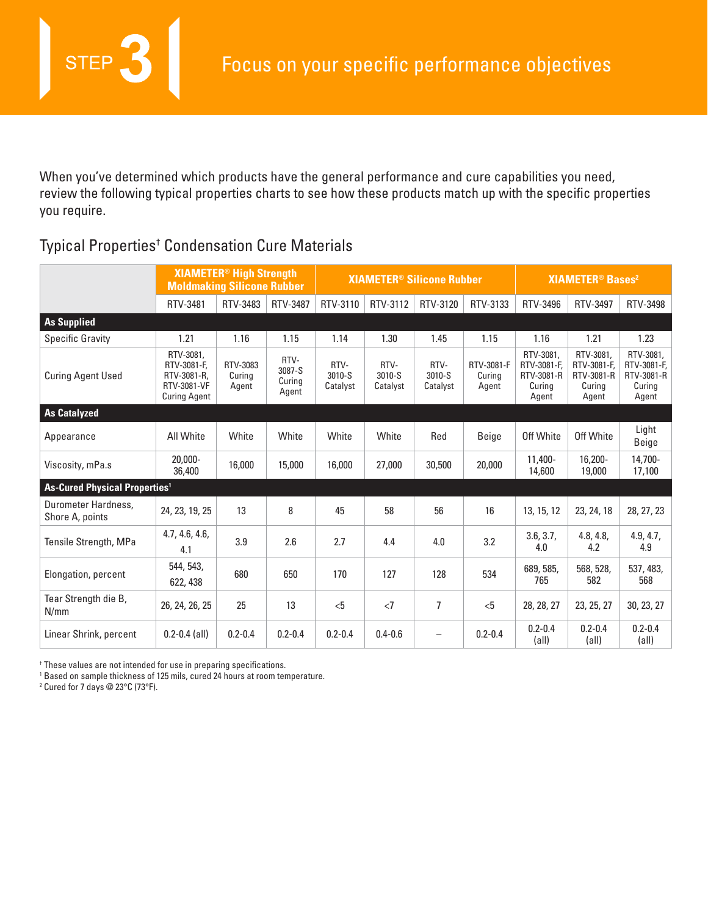# STEP 3 Focus on your specific performance objectives

When you've determined which products have the general performance and cure capabilities you need, review the following typical properties charts to see how these products match up with the specific properties you require.

## Typical Properties† Condensation Cure Materials

| | XIAMETER® High Strength Moldmaking Silicone Rubber | | | XIAMETER® Silicone Rubber | | | | XIAMETER® Bases[2] | | |
|---|---|---|---|---|---|---|---|---|---|---|
| | RTV-3481 | RTV-3483 | RTV-3487 | RTV-3110 | RTV-3112 | RTV-3120 | RTV-3133 | RTV-3496 | RTV-3497 | RTV-3498 |
| **As Supplied** | | | | | | | | | | |
| Specific Gravity | 1.21 | 1.16 | 1.15 | 1.14 | 1.30 | 1.45 | 1.15 | 1.16 | 1.21 | 1.23 |
| Curing Agent Used | RTV-3081, RTV-3081-F, RTV-3081-R, RTV-3081-VF Curing Agent | RTV-3083 Curing Agent | RTV-3087-S Curing Agent | RTV-3010-S Catalyst | RTV-3010-S Catalyst | RTV-3010-S Catalyst | RTV-3081-F Curing Agent | RTV-3081, RTV-3081-F, RTV-3081-R Curing Agent | RTV-3081, RTV-3081-F, RTV-3081-R Curing Agent | RTV-3081, RTV-3081-F, RTV-3081-R Curing Agent |
| **As Catalyzed** | | | | | | | | | | |
| Appearance | All White | White | White | White | White | Red | Beige | Off White | Off White | Light Beige |
| Viscosity, mPa.s | 20,000-36,400 | 16,000 | 15,000 | 16,000 | 27,000 | 30,500 | 20,000 | 11,400-14,600 | 16,200-19,000 | 14,700-17,100 |
| **As-Cured Physical Properties[1]** | | | | | | | | | | |
| Durometer Hardness, Shore A, points | 24, 23, 19, 25 | 13 | 8 | 45 | 58 | 56 | 16 | 13, 15, 12 | 23, 24, 18 | 28, 27, 23 |
| Tensile Strength, MPa | 4.7, 4.6, 4.6, 4.1 | 3.9 | 2.6 | 2.7 | 4.4 | 4.0 | 3.2 | 3.6, 3.7, 4.0 | 4.8, 4.8, 4.2 | 4.9, 4.7, 4.9 |
| Elongation, percent | 544, 543, 622, 438 | 680 | 650 | 170 | 127 | 128 | 534 | 689, 585, 765 | 568, 528, 582 | 537, 483, 568 |
| Tear Strength die B, N/mm | 26, 24, 26, 25 | 25 | 13 | <5 | <7 | 7 | <5 | 28, 28, 27 | 23, 25, 27 | 30, 23, 27 |
| Linear Shrink, percent | 0.2-0.4 (all) | 0.2-0.4 | 0.2-0.4 | 0.2-0.4 | 0.4-0.6 | – | 0.2-0.4 | 0.2-0.4 (all) | 0.2-0.4 (all) | 0.2-0.4 (all) |

† These values are not intended for use in preparing specifications.
[1] Based on sample thickness of 125 mils, cured 24 hours at room temperature.
[2] Cured for 7 days @ 23°C (73°F).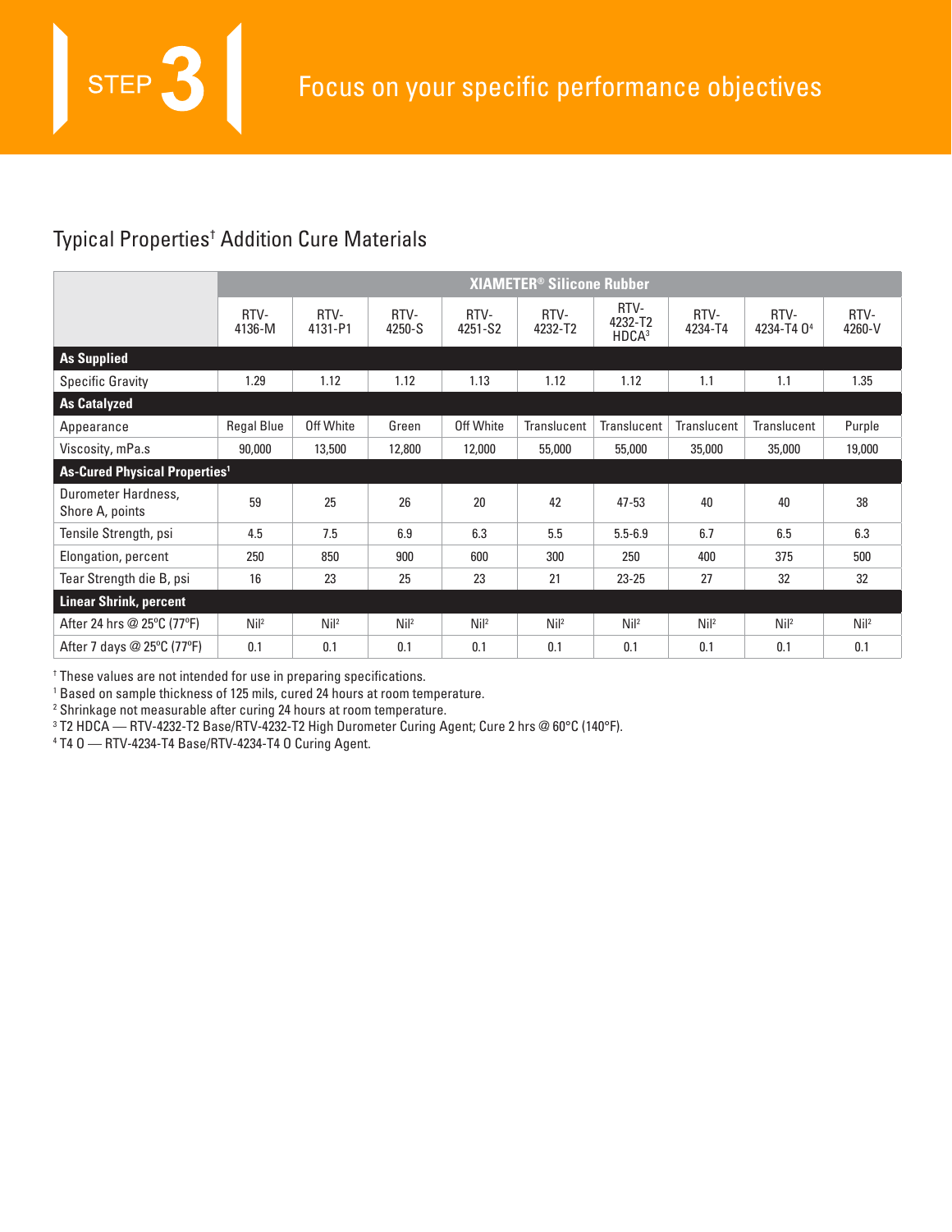# STEP 3 Focus on your specific performance objectives

## Typical Properties[†] Addition Cure Materials

| | XIAMETER® Silicone Rubber | | | | | | | | |
|---|---|---|---|---|---|---|---|---|---|
| | RTV-4136-M | RTV-4131-P1 | RTV-4250-S | RTV-4251-S2 | RTV-4232-T2 | RTV-4232-T2 HDCA[3] | RTV-4234-T4 | RTV-4234-T4 O[4] | RTV-4260-V |
| **As Supplied** | | | | | | | | | |
| Specific Gravity | 1.29 | 1.12 | 1.12 | 1.13 | 1.12 | 1.12 | 1.1 | 1.1 | 1.35 |
| **As Catalyzed** | | | | | | | | | |
| Appearance | Regal Blue | Off White | Green | Off White | Translucent | Translucent | Translucent | Translucent | Purple |
| Viscosity, mPa.s | 90,000 | 13,500 | 12,800 | 12,000 | 55,000 | 55,000 | 35,000 | 35,000 | 19,000 |
| **As-Cured Physical Properties[1]** | | | | | | | | | |
| Durometer Hardness, Shore A, points | 59 | 25 | 26 | 20 | 42 | 47-53 | 40 | 40 | 38 |
| Tensile Strength, psi | 4.5 | 7.5 | 6.9 | 6.3 | 5.5 | 5.5-6.9 | 6.7 | 6.5 | 6.3 |
| Elongation, percent | 250 | 850 | 900 | 600 | 300 | 250 | 400 | 375 | 500 |
| Tear Strength die B, psi | 16 | 23 | 25 | 23 | 21 | 23-25 | 27 | 32 | 32 |
| **Linear Shrink, percent** | | | | | | | | | |
| After 24 hrs @ 25°C (77°F) | Nil[2] | Nil[2] | Nil[2] | Nil[2] | Nil[2] | Nil[2] | Nil[2] | Nil[2] | Nil[2] |
| After 7 days @ 25°C (77°F) | 0.1 | 0.1 | 0.1 | 0.1 | 0.1 | 0.1 | 0.1 | 0.1 | 0.1 |

[†] These values are not intended for use in preparing specifications.
[1] Based on sample thickness of 125 mils, cured 24 hours at room temperature.
[2] Shrinkage not measurable after curing 24 hours at room temperature.
[3] T2 HDCA — RTV-4232-T2 Base/RTV-4232-T2 High Durometer Curing Agent; Cure 2 hrs @ 60°C (140°F).
[4] T4 O — RTV-4234-T4 Base/RTV-4234-T4 O Curing Agent.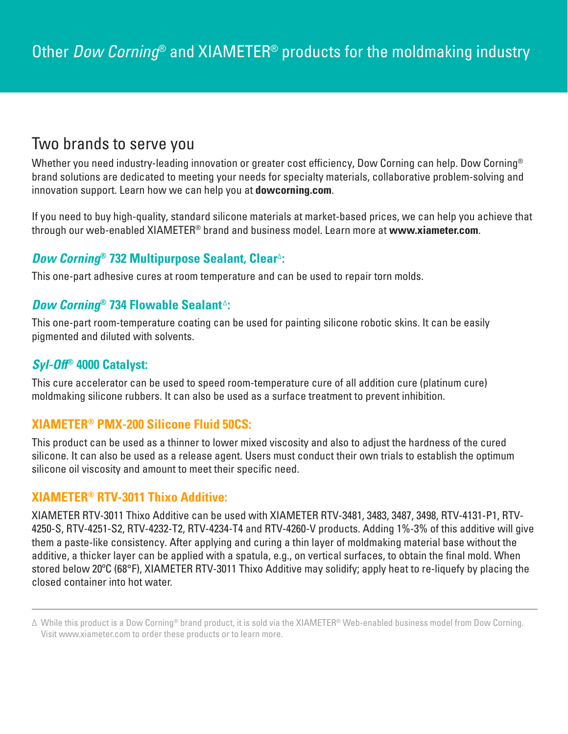# Other *Dow Corning*® and XIAMETER® products for the moldmaking industry

## Two brands to serve you

Whether you need industry-leading innovation or greater cost efficiency, Dow Corning can help. Dow Corning® brand solutions are dedicated to meeting your needs for specialty materials, collaborative problem-solving and innovation support. Learn how we can help you at **dowcorning.com**.

If you need to buy high-quality, standard silicone materials at market-based prices, we can help you achieve that through our web-enabled XIAMETER® brand and business model. Learn more at **www.xiameter.com**.

### *Dow Corning*® 732 Multipurpose Sealant, Clear∆:

This one-part adhesive cures at room temperature and can be used to repair torn molds.

### *Dow Corning*® 734 Flowable Sealant∆:

This one-part room-temperature coating can be used for painting silicone robotic skins. It can be easily pigmented and diluted with solvents.

### *Syl-Off*® 4000 Catalyst:

This cure accelerator can be used to speed room-temperature cure of all addition cure (platinum cure) moldmaking silicone rubbers. It can also be used as a surface treatment to prevent inhibition.

### XIAMETER® PMX-200 Silicone Fluid 50CS:

This product can be used as a thinner to lower mixed viscosity and also to adjust the hardness of the cured silicone. It can also be used as a release agent. Users must conduct their own trials to establish the optimum silicone oil viscosity and amount to meet their specific need.

### XIAMETER® RTV-3011 Thixo Additive:

XIAMETER RTV-3011 Thixo Additive can be used with XIAMETER RTV-3481, 3483, 3487, 3498, RTV-4131-P1, RTV-4250-S, RTV-4251-S2, RTV-4232-T2, RTV-4234-T4 and RTV-4260-V products. Adding 1%-3% of this additive will give them a paste-like consistency. After applying and curing a thin layer of moldmaking material base without the additive, a thicker layer can be applied with a spatula, e.g., on vertical surfaces, to obtain the final mold. When stored below 20ºC (68°F), XIAMETER RTV-3011 Thixo Additive may solidify; apply heat to re-liquefy by placing the closed container into hot water.

---

∆ While this product is a Dow Corning® brand product, it is sold via the XIAMETER® Web-enabled business model from Dow Corning. Visit www.xiameter.com to order these products or to learn more.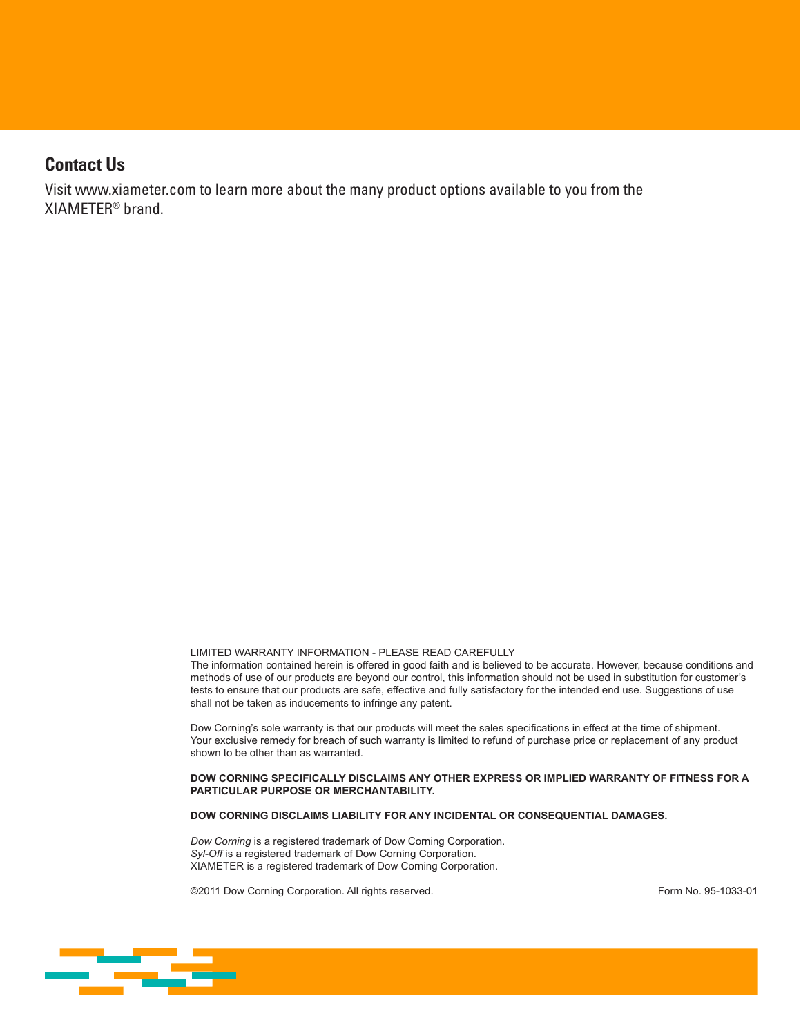## Contact Us

Visit www.xiameter.com to learn more about the many product options available to you from the XIAMETER® brand.

LIMITED WARRANTY INFORMATION - PLEASE READ CAREFULLY
The information contained herein is offered in good faith and is believed to be accurate. However, because conditions and methods of use of our products are beyond our control, this information should not be used in substitution for customer's tests to ensure that our products are safe, effective and fully satisfactory for the intended end use. Suggestions of use shall not be taken as inducements to infringe any patent.

Dow Corning's sole warranty is that our products will meet the sales specifications in effect at the time of shipment. Your exclusive remedy for breach of such warranty is limited to refund of purchase price or replacement of any product shown to be other than as warranted.

**DOW CORNING SPECIFICALLY DISCLAIMS ANY OTHER EXPRESS OR IMPLIED WARRANTY OF FITNESS FOR A PARTICULAR PURPOSE OR MERCHANTABILITY.**

**DOW CORNING DISCLAIMS LIABILITY FOR ANY INCIDENTAL OR CONSEQUENTIAL DAMAGES.**

*Dow Corning* is a registered trademark of Dow Corning Corporation.
*Syl-Off* is a registered trademark of Dow Corning Corporation.
XIAMETER is a registered trademark of Dow Corning Corporation.

©2011 Dow Corning Corporation. All rights reserved.

Form No. 95-1033-01